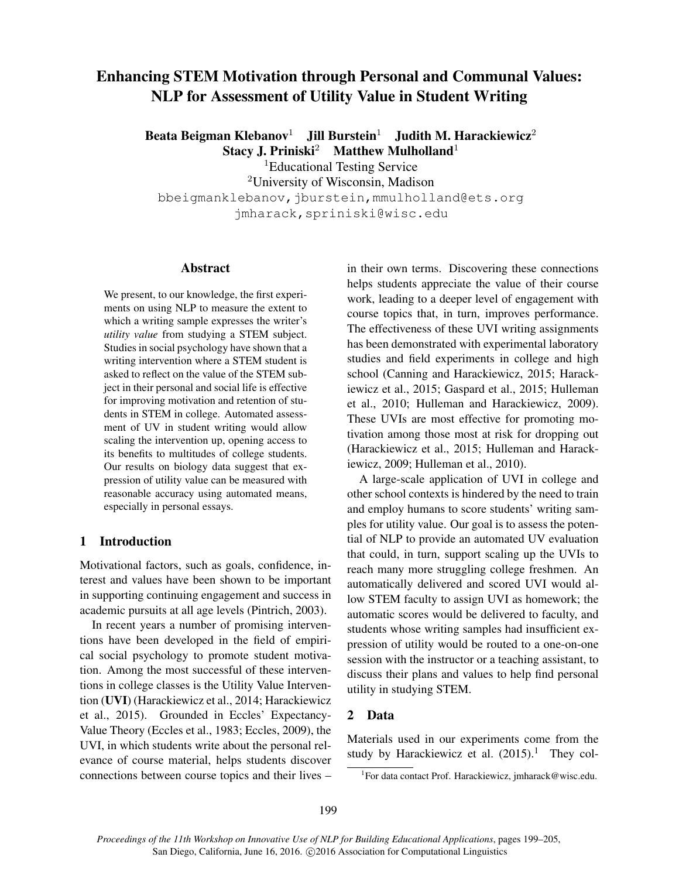# Enhancing STEM Motivation through Personal and Communal Values: NLP for Assessment of Utility Value in Student Writing

**Beata Beigman Klebanov**[1] **Jill Burstein**[1] **Judith M. Harackiewicz**[2]
**Stacy J. Priniski**[2] **Matthew Mulholland**[1]

[1]Educational Testing Service
[2]University of Wisconsin, Madison

bbeigmanklebanov,jburstein,mmulholland@ets.org
jmharack,spriniski@wisc.edu

## Abstract

We present, to our knowledge, the first experiments on using NLP to measure the extent to which a writing sample expresses the writer's *utility value* from studying a STEM subject. Studies in social psychology have shown that a writing intervention where a STEM student is asked to reflect on the value of the STEM subject in their personal and social life is effective for improving motivation and retention of students in STEM in college. Automated assessment of UV in student writing would allow scaling the intervention up, opening access to its benefits to multitudes of college students. Our results on biology data suggest that expression of utility value can be measured with reasonable accuracy using automated means, especially in personal essays.

## 1 Introduction

Motivational factors, such as goals, confidence, interest and values have been shown to be important in supporting continuing engagement and success in academic pursuits at all age levels (Pintrich, 2003).

In recent years a number of promising interventions have been developed in the field of empirical social psychology to promote student motivation. Among the most successful of these interventions in college classes is the Utility Value Intervention (**UVI**) (Harackiewicz et al., 2014; Harackiewicz et al., 2015). Grounded in Eccles' Expectancy-Value Theory (Eccles et al., 1983; Eccles, 2009), the UVI, in which students write about the personal relevance of course material, helps students discover connections between course topics and their lives – in their own terms. Discovering these connections helps students appreciate the value of their course work, leading to a deeper level of engagement with course topics that, in turn, improves performance. The effectiveness of these UVI writing assignments has been demonstrated with experimental laboratory studies and field experiments in college and high school (Canning and Harackiewicz, 2015; Harackiewicz et al., 2015; Gaspard et al., 2015; Hulleman et al., 2010; Hulleman and Harackiewicz, 2009). These UVIs are most effective for promoting motivation among those most at risk for dropping out (Harackiewicz et al., 2015; Hulleman and Harackiewicz, 2009; Hulleman et al., 2010).

A large-scale application of UVI in college and other school contexts is hindered by the need to train and employ humans to score students' writing samples for utility value. Our goal is to assess the potential of NLP to provide an automated UV evaluation that could, in turn, support scaling up the UVIs to reach many more struggling college freshmen. An automatically delivered and scored UVI would allow STEM faculty to assign UVI as homework; the automatic scores would be delivered to faculty, and students whose writing samples had insufficient expression of utility would be routed to a one-on-one session with the instructor or a teaching assistant, to discuss their plans and values to help find personal utility in studying STEM.

## 2 Data

Materials used in our experiments come from the study by Harackiewicz et al. (2015).[1] They col-

[1]For data contact Prof. Harackiewicz, jmharack@wisc.edu.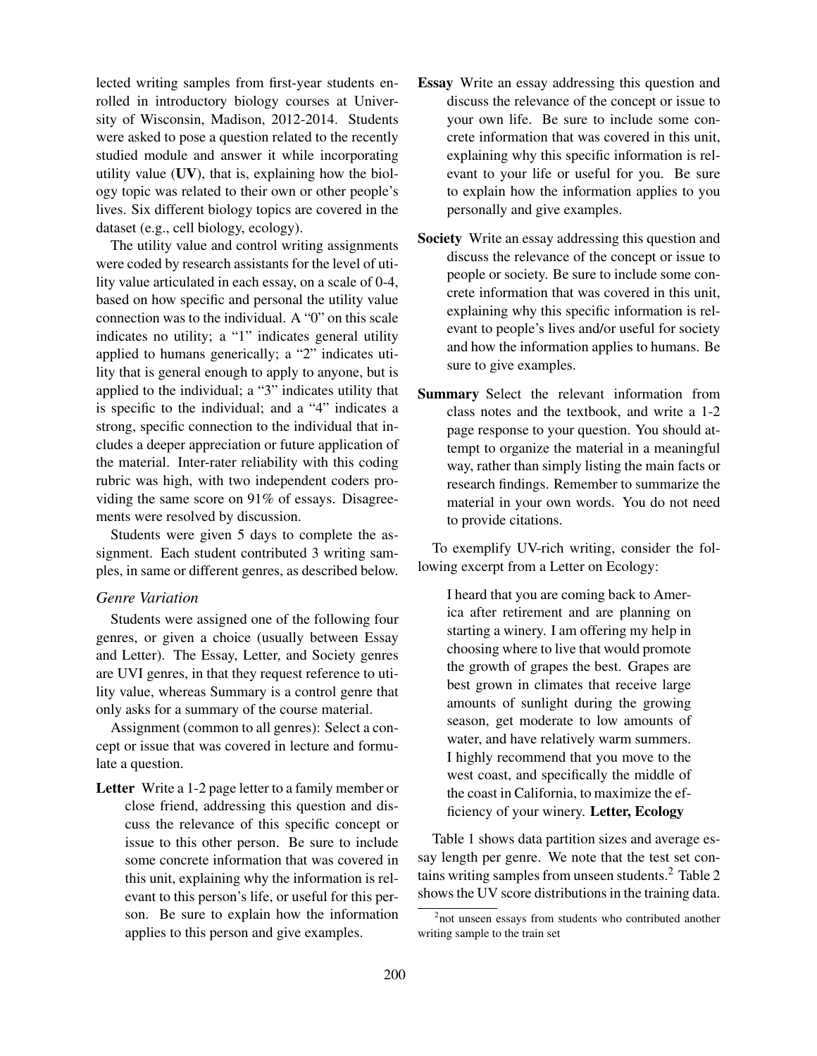lected writing samples from first-year students enrolled in introductory biology courses at University of Wisconsin, Madison, 2012-2014. Students were asked to pose a question related to the recently studied module and answer it while incorporating utility value (**UV**), that is, explaining how the biology topic was related to their own or other people's lives. Six different biology topics are covered in the dataset (e.g., cell biology, ecology).

The utility value and control writing assignments were coded by research assistants for the level of utility value articulated in each essay, on a scale of 0-4, based on how specific and personal the utility value connection was to the individual. A "0" on this scale indicates no utility; a "1" indicates general utility applied to humans generically; a "2" indicates utility that is general enough to apply to anyone, but is applied to the individual; a "3" indicates utility that is specific to the individual; and a "4" indicates a strong, specific connection to the individual that includes a deeper appreciation or future application of the material. Inter-rater reliability with this coding rubric was high, with two independent coders providing the same score on 91% of essays. Disagreements were resolved by discussion.

Students were given 5 days to complete the assignment. Each student contributed 3 writing samples, in same or different genres, as described below.

*Genre Variation*

Students were assigned one of the following four genres, or given a choice (usually between Essay and Letter). The Essay, Letter, and Society genres are UVI genres, in that they request reference to utility value, whereas Summary is a control genre that only asks for a summary of the course material.

Assignment (common to all genres): Select a concept or issue that was covered in lecture and formulate a question.

**Letter** Write a 1-2 page letter to a family member or close friend, addressing this question and discuss the relevance of this specific concept or issue to this other person. Be sure to include some concrete information that was covered in this unit, explaining why the information is relevant to this person's life, or useful for this person. Be sure to explain how the information applies to this person and give examples.

**Essay** Write an essay addressing this question and discuss the relevance of the concept or issue to your own life. Be sure to include some concrete information that was covered in this unit, explaining why this specific information is relevant to your life or useful for you. Be sure to explain how the information applies to you personally and give examples.

**Society** Write an essay addressing this question and discuss the relevance of the concept or issue to people or society. Be sure to include some concrete information that was covered in this unit, explaining why this specific information is relevant to people's lives and/or useful for society and how the information applies to humans. Be sure to give examples.

**Summary** Select the relevant information from class notes and the textbook, and write a 1-2 page response to your question. You should attempt to organize the material in a meaningful way, rather than simply listing the main facts or research findings. Remember to summarize the material in your own words. You do not need to provide citations.

To exemplify UV-rich writing, consider the following excerpt from a Letter on Ecology:

> I heard that you are coming back to America after retirement and are planning on starting a winery. I am offering my help in choosing where to live that would promote the growth of grapes the best. Grapes are best grown in climates that receive large amounts of sunlight during the growing season, get moderate to low amounts of water, and have relatively warm summers. I highly recommend that you move to the west coast, and specifically the middle of the coast in California, to maximize the efficiency of your winery. **Letter, Ecology**

Table 1 shows data partition sizes and average essay length per genre. We note that the test set contains writing samples from unseen students.[2] Table 2 shows the UV score distributions in the training data.

[2] not unseen essays from students who contributed another writing sample to the train set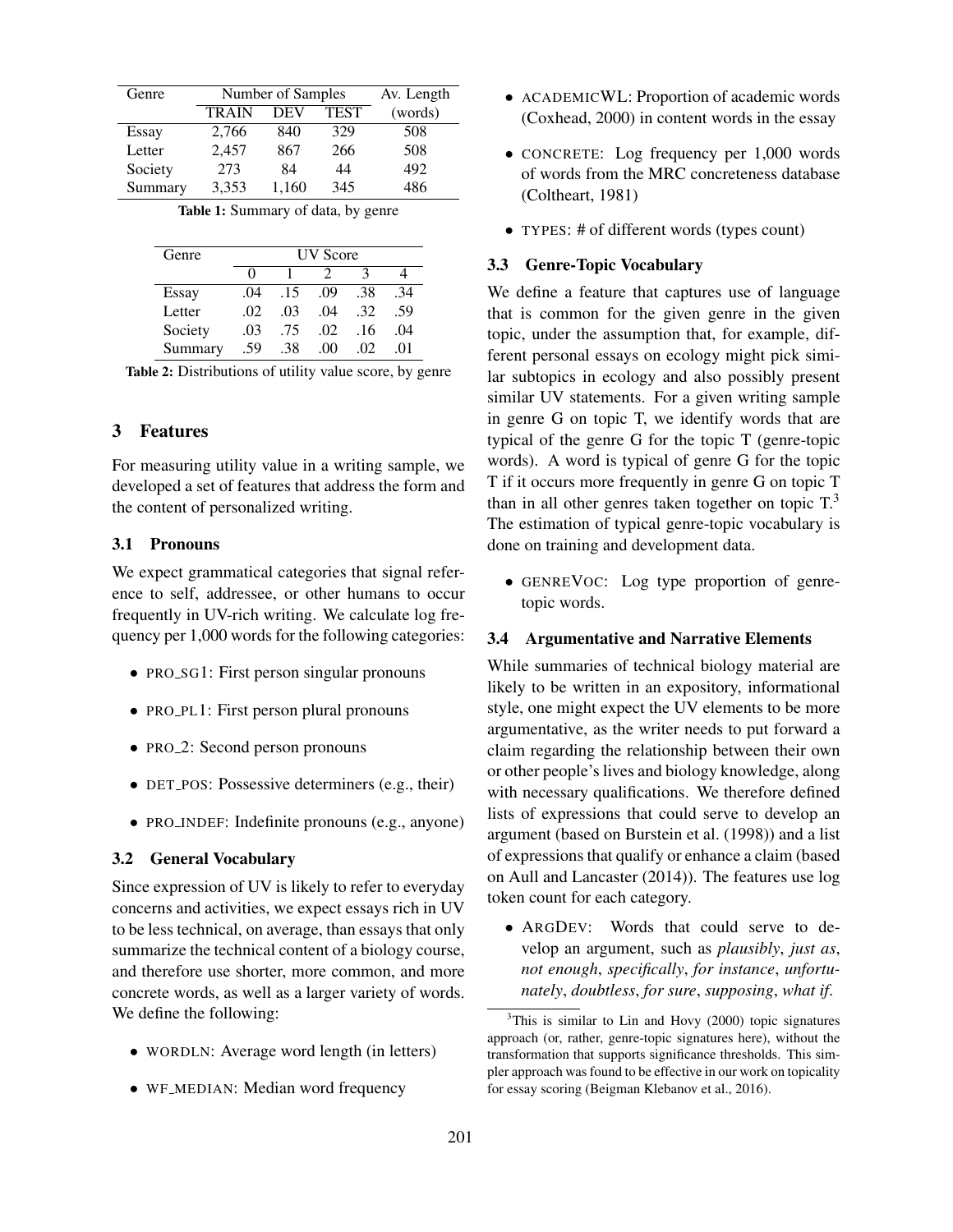| Genre | Number of Samples | | | Av. Length |
|---|---|---|---|---|
| | TRAIN | DEV | TEST | (words) |
| Essay | 2,766 | 840 | 329 | 508 |
| Letter | 2,457 | 867 | 266 | 508 |
| Society | 273 | 84 | 44 | 492 |
| Summary | 3,353 | 1,160 | 345 | 486 |

**Table 1:** Summary of data, by genre

| Genre | UV Score | | | | |
|---|---|---|---|---|---|
| | 0 | 1 | 2 | 3 | 4 |
| Essay | .04 | .15 | .09 | .38 | .34 |
| Letter | .02 | .03 | .04 | .32 | .59 |
| Society | .03 | .75 | .02 | .16 | .04 |
| Summary | .59 | .38 | .00 | .02 | .01 |

**Table 2:** Distributions of utility value score, by genre

## 3 Features

For measuring utility value in a writing sample, we developed a set of features that address the form and the content of personalized writing.

### 3.1 Pronouns

We expect grammatical categories that signal reference to self, addressee, or other humans to occur frequently in UV-rich writing. We calculate log frequency per 1,000 words for the following categories:

- PRO_SG1: First person singular pronouns
- PRO_PL1: First person plural pronouns
- PRO_2: Second person pronouns
- DET_POS: Possessive determiners (e.g., their)
- PRO_INDEF: Indefinite pronouns (e.g., anyone)

### 3.2 General Vocabulary

Since expression of UV is likely to refer to everyday concerns and activities, we expect essays rich in UV to be less technical, on average, than essays that only summarize the technical content of a biology course, and therefore use shorter, more common, and more concrete words, as well as a larger variety of words. We define the following:

- WORDLN: Average word length (in letters)
- WF_MEDIAN: Median word frequency
- ACADEMICWL: Proportion of academic words (Coxhead, 2000) in content words in the essay
- CONCRETE: Log frequency per 1,000 words of words from the MRC concreteness database (Coltheart, 1981)
- TYPES: # of different words (types count)

### 3.3 Genre-Topic Vocabulary

We define a feature that captures use of language that is common for the given genre in the given topic, under the assumption that, for example, different personal essays on ecology might pick similar subtopics in ecology and also possibly present similar UV statements. For a given writing sample in genre G on topic T, we identify words that are typical of the genre G for the topic T (genre-topic words). A word is typical of genre G for the topic T if it occurs more frequently in genre G on topic T than in all other genres taken together on topic T.[3] The estimation of typical genre-topic vocabulary is done on training and development data.

- GENREVOC: Log type proportion of genre-topic words.

### 3.4 Argumentative and Narrative Elements

While summaries of technical biology material are likely to be written in an expository, informational style, one might expect the UV elements to be more argumentative, as the writer needs to put forward a claim regarding the relationship between their own or other people's lives and biology knowledge, along with necessary qualifications. We therefore defined lists of expressions that could serve to develop an argument (based on Burstein et al. (1998)) and a list of expressions that qualify or enhance a claim (based on Aull and Lancaster (2014)). The features use log token count for each category.

- ARGDEV: Words that could serve to develop an argument, such as *plausibly*, *just as*, *not enough*, *specifically*, *for instance*, *unfortunately*, *doubtless*, *for sure*, *supposing*, *what if*.

[3] This is similar to Lin and Hovy (2000) topic signatures approach (or, rather, genre-topic signatures here), without the transformation that supports significance thresholds. This simpler approach was found to be effective in our work on topicality for essay scoring (Beigman Klebanov et al., 2016).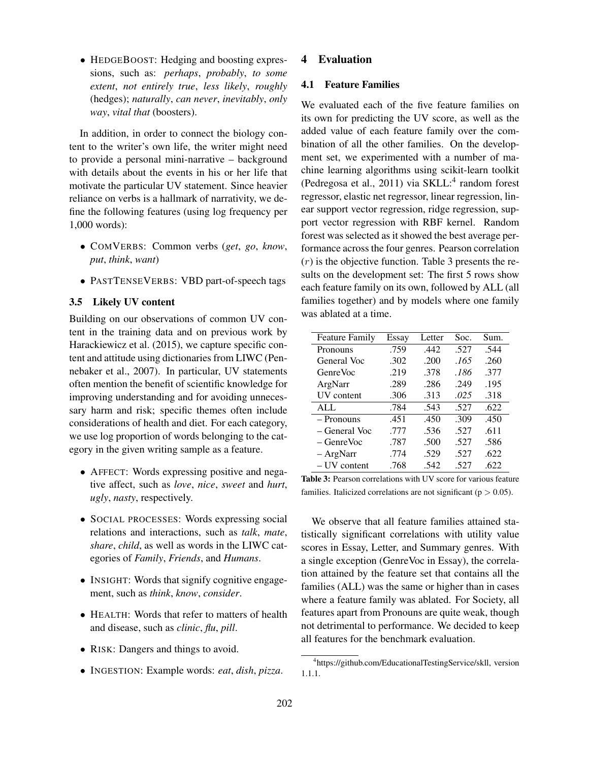- HEDGEBOOST: Hedging and boosting expressions, such as: *perhaps*, *probably*, *to some extent*, *not entirely true*, *less likely*, *roughly* (hedges); *naturally*, *can never*, *inevitably*, *only way*, *vital that* (boosters).

In addition, in order to connect the biology content to the writer's own life, the writer might need to provide a personal mini-narrative – background with details about the events in his or her life that motivate the particular UV statement. Since heavier reliance on verbs is a hallmark of narrativity, we define the following features (using log frequency per 1,000 words):

- COMVERBS: Common verbs (*get*, *go*, *know*, *put*, *think*, *want*)
- PASTTENSEVERBS: VBD part-of-speech tags

### 3.5 Likely UV content

Building on our observations of common UV content in the training data and on previous work by Harackiewicz et al. (2015), we capture specific content and attitude using dictionaries from LIWC (Pennebaker et al., 2007). In particular, UV statements often mention the benefit of scientific knowledge for improving understanding and for avoiding unnecessary harm and risk; specific themes often include considerations of health and diet. For each category, we use log proportion of words belonging to the category in the given writing sample as a feature.

- AFFECT: Words expressing positive and negative affect, such as *love*, *nice*, *sweet* and *hurt*, *ugly*, *nasty*, respectively.
- SOCIAL PROCESSES: Words expressing social relations and interactions, such as *talk*, *mate*, *share*, *child*, as well as words in the LIWC categories of *Family*, *Friends*, and *Humans*.
- INSIGHT: Words that signify cognitive engagement, such as *think*, *know*, *consider*.
- HEALTH: Words that refer to matters of health and disease, such as *clinic*, *flu*, *pill*.
- RISK: Dangers and things to avoid.
- INGESTION: Example words: *eat*, *dish*, *pizza*.

## 4 Evaluation

### 4.1 Feature Families

We evaluated each of the five feature families on its own for predicting the UV score, as well as the added value of each feature family over the combination of all the other families. On the development set, we experimented with a number of machine learning algorithms using scikit-learn toolkit (Pedregosa et al., 2011) via SKLL:[4] random forest regressor, elastic net regressor, linear regression, linear support vector regression, ridge regression, support vector regression with RBF kernel. Random forest was selected as it showed the best average performance across the four genres. Pearson correlation ($r$) is the objective function. Table 3 presents the results on the development set: The first 5 rows show each feature family on its own, followed by ALL (all families together) and by models where one family was ablated at a time.

| Feature Family | Essay | Letter | Soc. | Sum. |
|---|---|---|---|---|
| Pronouns | .759 | .442 | .527 | .544 |
| General Voc | .302 | .200 | *.165* | .260 |
| GenreVoc | .219 | .378 | *.186* | .377 |
| ArgNarr | .289 | .286 | .249 | .195 |
| UV content | .306 | .313 | *.025* | .318 |
| ALL | .784 | .543 | .527 | .622 |
| – Pronouns | .451 | .450 | .309 | .450 |
| – General Voc | .777 | .536 | .527 | .611 |
| – GenreVoc | .787 | .500 | .527 | .586 |
| – ArgNarr | .774 | .529 | .527 | .622 |
| – UV content | .768 | .542 | .527 | .622 |

**Table 3:** Pearson correlations with UV score for various feature families. Italicized correlations are not significant ($p > 0.05$).

We observe that all feature families attained statistically significant correlations with utility value scores in Essay, Letter, and Summary genres. With a single exception (GenreVoc in Essay), the correlation attained by the feature set that contains all the families (ALL) was the same or higher than in cases where a feature family was ablated. For Society, all features apart from Pronouns are quite weak, though not detrimental to performance. We decided to keep all features for the benchmark evaluation.

[4]https://github.com/EducationalTestingService/skll, version 1.1.1.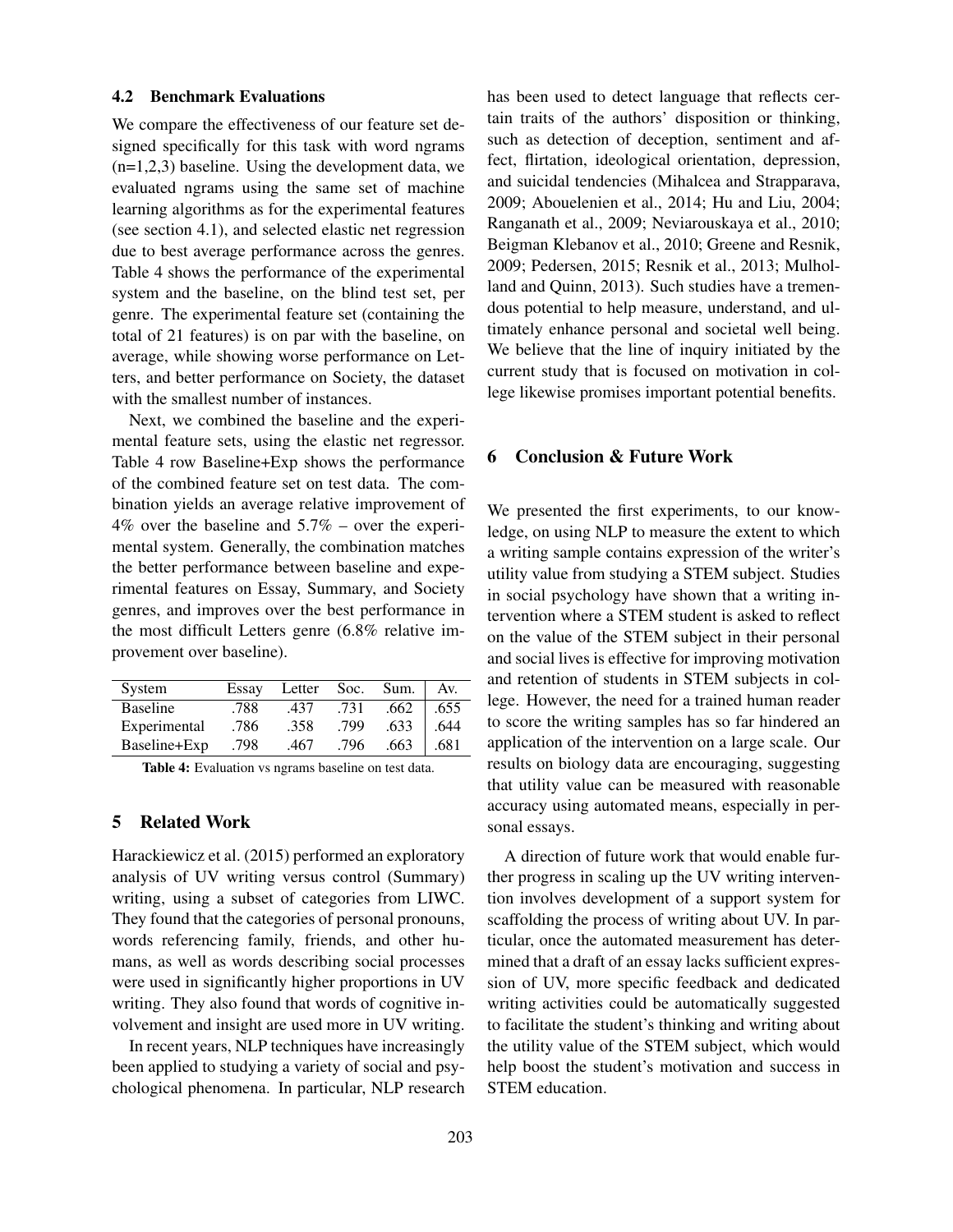### 4.2 Benchmark Evaluations

We compare the effectiveness of our feature set designed specifically for this task with word ngrams (n=1,2,3) baseline. Using the development data, we evaluated ngrams using the same set of machine learning algorithms as for the experimental features (see section 4.1), and selected elastic net regression due to best average performance across the genres. Table 4 shows the performance of the experimental system and the baseline, on the blind test set, per genre. The experimental feature set (containing the total of 21 features) is on par with the baseline, on average, while showing worse performance on Letters, and better performance on Society, the dataset with the smallest number of instances.

Next, we combined the baseline and the experimental feature sets, using the elastic net regressor. Table 4 row Baseline+Exp shows the performance of the combined feature set on test data. The combination yields an average relative improvement of 4% over the baseline and 5.7% – over the experimental system. Generally, the combination matches the better performance between baseline and experimental features on Essay, Summary, and Society genres, and improves over the best performance in the most difficult Letters genre (6.8% relative improvement over baseline).

| System | Essay | Letter | Soc. | Sum. | Av. |
|---|---|---|---|---|---|
| Baseline | .788 | .437 | .731 | .662 | .655 |
| Experimental | .786 | .358 | .799 | .633 | .644 |
| Baseline+Exp | .798 | .467 | .796 | .663 | .681 |

**Table 4:** Evaluation vs ngrams baseline on test data.

## 5 Related Work

Harackiewicz et al. (2015) performed an exploratory analysis of UV writing versus control (Summary) writing, using a subset of categories from LIWC. They found that the categories of personal pronouns, words referencing family, friends, and other humans, as well as words describing social processes were used in significantly higher proportions in UV writing. They also found that words of cognitive involvement and insight are used more in UV writing.

In recent years, NLP techniques have increasingly been applied to studying a variety of social and psychological phenomena. In particular, NLP research has been used to detect language that reflects certain traits of the authors' disposition or thinking, such as detection of deception, sentiment and affect, flirtation, ideological orientation, depression, and suicidal tendencies (Mihalcea and Strapparava, 2009; Abouelenien et al., 2014; Hu and Liu, 2004; Ranganath et al., 2009; Neviarouskaya et al., 2010; Beigman Klebanov et al., 2010; Greene and Resnik, 2009; Pedersen, 2015; Resnik et al., 2013; Mulholland and Quinn, 2013). Such studies have a tremendous potential to help measure, understand, and ultimately enhance personal and societal well being. We believe that the line of inquiry initiated by the current study that is focused on motivation in college likewise promises important potential benefits.

## 6 Conclusion & Future Work

We presented the first experiments, to our knowledge, on using NLP to measure the extent to which a writing sample contains expression of the writer's utility value from studying a STEM subject. Studies in social psychology have shown that a writing intervention where a STEM student is asked to reflect on the value of the STEM subject in their personal and social lives is effective for improving motivation and retention of students in STEM subjects in college. However, the need for a trained human reader to score the writing samples has so far hindered an application of the intervention on a large scale. Our results on biology data are encouraging, suggesting that utility value can be measured with reasonable accuracy using automated means, especially in personal essays.

A direction of future work that would enable further progress in scaling up the UV writing intervention involves development of a support system for scaffolding the process of writing about UV. In particular, once the automated measurement has determined that a draft of an essay lacks sufficient expression of UV, more specific feedback and dedicated writing activities could be automatically suggested to facilitate the student's thinking and writing about the utility value of the STEM subject, which would help boost the student's motivation and success in STEM education.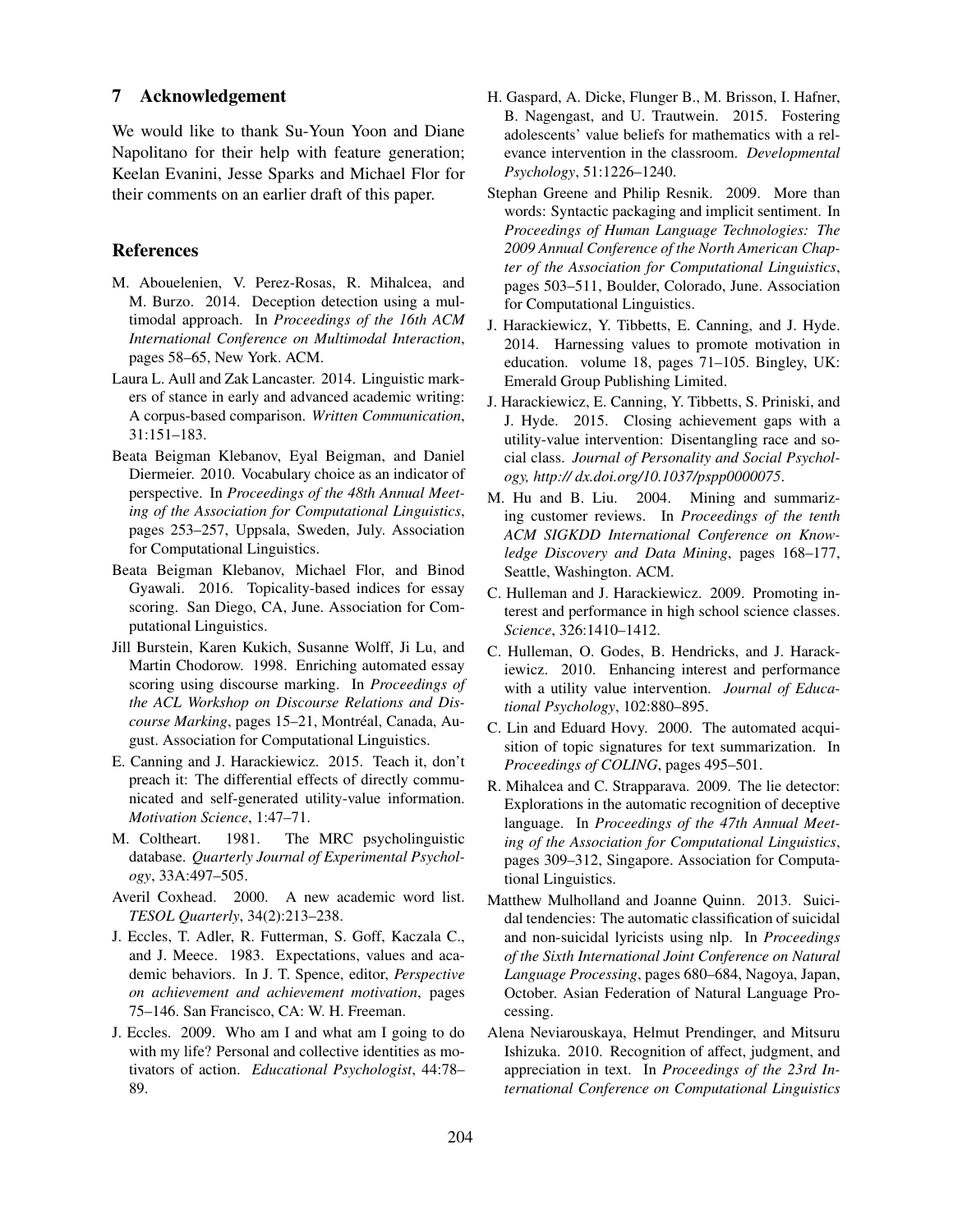## 7 Acknowledgement

We would like to thank Su-Youn Yoon and Diane Napolitano for their help with feature generation; Keelan Evanini, Jesse Sparks and Michael Flor for their comments on an earlier draft of this paper.

## References

M. Abouelenien, V. Perez-Rosas, R. Mihalcea, and M. Burzo. 2014. Deception detection using a multimodal approach. In *Proceedings of the 16th ACM International Conference on Multimodal Interaction*, pages 58–65, New York. ACM.

Laura L. Aull and Zak Lancaster. 2014. Linguistic markers of stance in early and advanced academic writing: A corpus-based comparison. *Written Communication*, 31:151–183.

Beata Beigman Klebanov, Eyal Beigman, and Daniel Diermeier. 2010. Vocabulary choice as an indicator of perspective. In *Proceedings of the 48th Annual Meeting of the Association for Computational Linguistics*, pages 253–257, Uppsala, Sweden, July. Association for Computational Linguistics.

Beata Beigman Klebanov, Michael Flor, and Binod Gyawali. 2016. Topicality-based indices for essay scoring. San Diego, CA, June. Association for Computational Linguistics.

Jill Burstein, Karen Kukich, Susanne Wolff, Ji Lu, and Martin Chodorow. 1998. Enriching automated essay scoring using discourse marking. In *Proceedings of the ACL Workshop on Discourse Relations and Discourse Marking*, pages 15–21, Montréal, Canada, August. Association for Computational Linguistics.

E. Canning and J. Harackiewicz. 2015. Teach it, don't preach it: The differential effects of directly communicated and self-generated utility-value information. *Motivation Science*, 1:47–71.

M. Coltheart. 1981. The MRC psycholinguistic database. *Quarterly Journal of Experimental Psychology*, 33A:497–505.

Averil Coxhead. 2000. A new academic word list. *TESOL Quarterly*, 34(2):213–238.

J. Eccles, T. Adler, R. Futterman, S. Goff, Kaczala C., and J. Meece. 1983. Expectations, values and academic behaviors. In J. T. Spence, editor, *Perspective on achievement and achievement motivation*, pages 75–146. San Francisco, CA: W. H. Freeman.

J. Eccles. 2009. Who am I and what am I going to do with my life? Personal and collective identities as motivators of action. *Educational Psychologist*, 44:78–89.

H. Gaspard, A. Dicke, Flunger B., M. Brisson, I. Hafner, B. Nagengast, and U. Trautwein. 2015. Fostering adolescents' value beliefs for mathematics with a relevance intervention in the classroom. *Developmental Psychology*, 51:1226–1240.

Stephan Greene and Philip Resnik. 2009. More than words: Syntactic packaging and implicit sentiment. In *Proceedings of Human Language Technologies: The 2009 Annual Conference of the North American Chapter of the Association for Computational Linguistics*, pages 503–511, Boulder, Colorado, June. Association for Computational Linguistics.

J. Harackiewicz, Y. Tibbetts, E. Canning, and J. Hyde. 2014. Harnessing values to promote motivation in education. volume 18, pages 71–105. Bingley, UK: Emerald Group Publishing Limited.

J. Harackiewicz, E. Canning, Y. Tibbetts, S. Priniski, and J. Hyde. 2015. Closing achievement gaps with a utility-value intervention: Disentangling race and social class. *Journal of Personality and Social Psychology, http:// dx.doi.org/10.1037/pspp0000075*.

M. Hu and B. Liu. 2004. Mining and summarizing customer reviews. In *Proceedings of the tenth ACM SIGKDD International Conference on Knowledge Discovery and Data Mining*, pages 168–177, Seattle, Washington. ACM.

C. Hulleman and J. Harackiewicz. 2009. Promoting interest and performance in high school science classes. *Science*, 326:1410–1412.

C. Hulleman, O. Godes, B. Hendricks, and J. Harackiewicz. 2010. Enhancing interest and performance with a utility value intervention. *Journal of Educational Psychology*, 102:880–895.

C. Lin and Eduard Hovy. 2000. The automated acquisition of topic signatures for text summarization. In *Proceedings of COLING*, pages 495–501.

R. Mihalcea and C. Strapparava. 2009. The lie detector: Explorations in the automatic recognition of deceptive language. In *Proceedings of the 47th Annual Meeting of the Association for Computational Linguistics*, pages 309–312, Singapore. Association for Computational Linguistics.

Matthew Mulholland and Joanne Quinn. 2013. Suicidal tendencies: The automatic classification of suicidal and non-suicidal lyricists using nlp. In *Proceedings of the Sixth International Joint Conference on Natural Language Processing*, pages 680–684, Nagoya, Japan, October. Asian Federation of Natural Language Processing.

Alena Neviarouskaya, Helmut Prendinger, and Mitsuru Ishizuka. 2010. Recognition of affect, judgment, and appreciation in text. In *Proceedings of the 23rd International Conference on Computational Linguistics*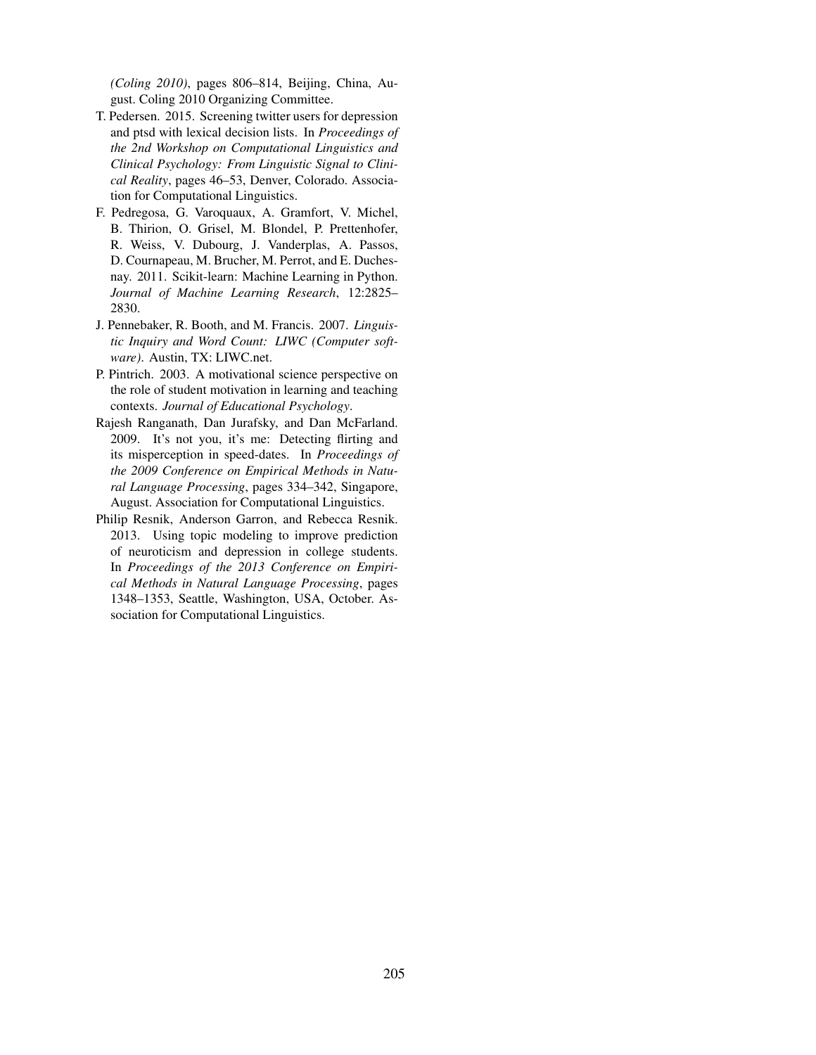*(Coling 2010)*, pages 806–814, Beijing, China, August. Coling 2010 Organizing Committee.

T. Pedersen. 2015. Screening twitter users for depression and ptsd with lexical decision lists. In *Proceedings of the 2nd Workshop on Computational Linguistics and Clinical Psychology: From Linguistic Signal to Clinical Reality*, pages 46–53, Denver, Colorado. Association for Computational Linguistics.

F. Pedregosa, G. Varoquaux, A. Gramfort, V. Michel, B. Thirion, O. Grisel, M. Blondel, P. Prettenhofer, R. Weiss, V. Dubourg, J. Vanderplas, A. Passos, D. Cournapeau, M. Brucher, M. Perrot, and E. Duchesnay. 2011. Scikit-learn: Machine Learning in Python. *Journal of Machine Learning Research*, 12:2825–2830.

J. Pennebaker, R. Booth, and M. Francis. 2007. *Linguistic Inquiry and Word Count: LIWC (Computer software)*. Austin, TX: LIWC.net.

P. Pintrich. 2003. A motivational science perspective on the role of student motivation in learning and teaching contexts. *Journal of Educational Psychology*.

Rajesh Ranganath, Dan Jurafsky, and Dan McFarland. 2009. It's not you, it's me: Detecting flirting and its misperception in speed-dates. In *Proceedings of the 2009 Conference on Empirical Methods in Natural Language Processing*, pages 334–342, Singapore, August. Association for Computational Linguistics.

Philip Resnik, Anderson Garron, and Rebecca Resnik. 2013. Using topic modeling to improve prediction of neuroticism and depression in college students. In *Proceedings of the 2013 Conference on Empirical Methods in Natural Language Processing*, pages 1348–1353, Seattle, Washington, USA, October. Association for Computational Linguistics.